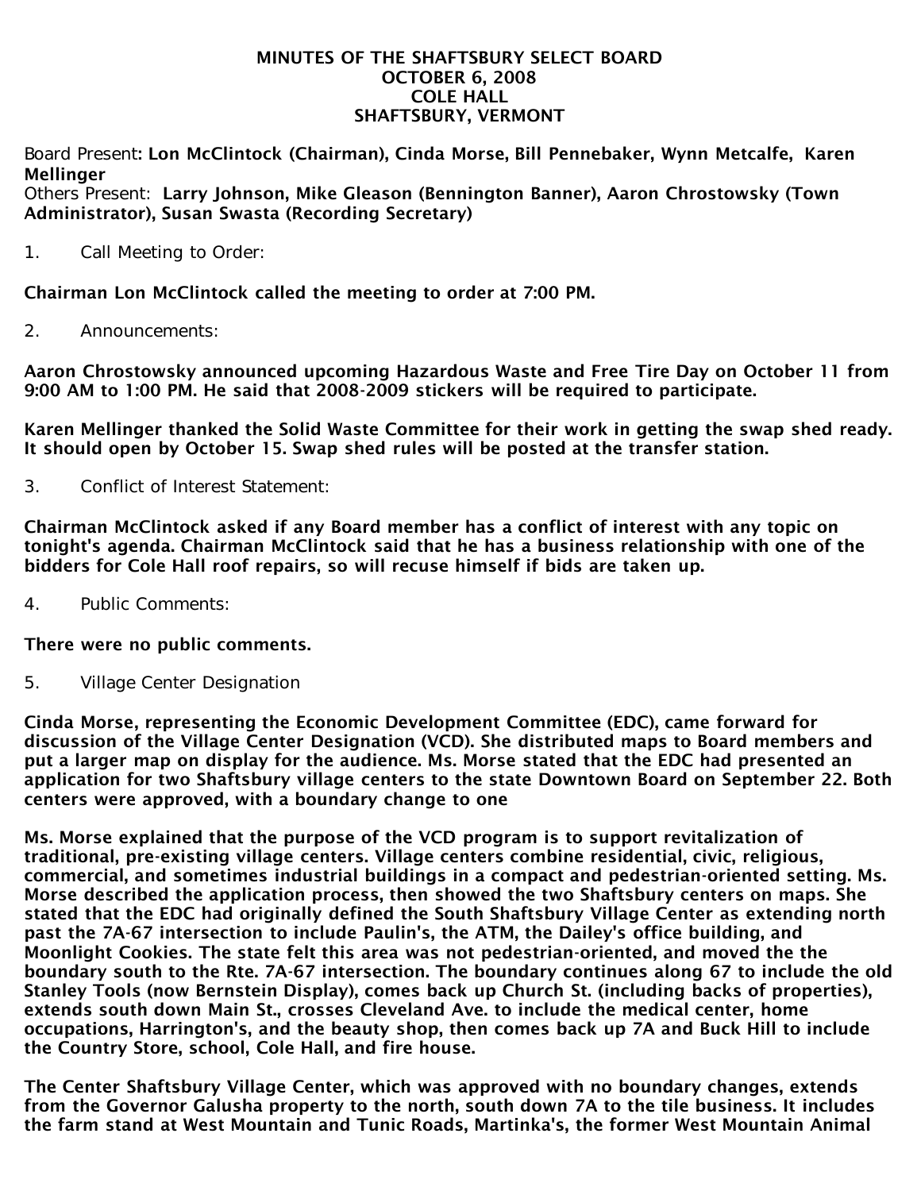# MINUTES OF THE SHAFTSBURY SELECT BOARD
## OCTOBER 6, 2008
## COLE HALL
## SHAFTSBURY, VERMONT

Board Present: **Lon McClintock (Chairman), Cinda Morse, Bill Pennebaker, Wynn Metcalfe, Karen Mellinger**
Others Present: **Larry Johnson, Mike Gleason (Bennington Banner), Aaron Chrostowsky (Town Administrator), Susan Swasta (Recording Secretary)**

1. Call Meeting to Order:

**Chairman Lon McClintock called the meeting to order at 7:00 PM.**

2. Announcements:

**Aaron Chrostowsky announced upcoming Hazardous Waste and Free Tire Day on October 11 from 9:00 AM to 1:00 PM. He said that 2008-2009 stickers will be required to participate.**

**Karen Mellinger thanked the Solid Waste Committee for their work in getting the swap shed ready. It should open by October 15. Swap shed rules will be posted at the transfer station.**

3. Conflict of Interest Statement:

**Chairman McClintock asked if any Board member has a conflict of interest with any topic on tonight's agenda. Chairman McClintock said that he has a business relationship with one of the bidders for Cole Hall roof repairs, so will recuse himself if bids are taken up.**

4. Public Comments:

**There were no public comments.**

5. Village Center Designation

**Cinda Morse, representing the Economic Development Committee (EDC), came forward for discussion of the Village Center Designation (VCD). She distributed maps to Board members and put a larger map on display for the audience. Ms. Morse stated that the EDC had presented an application for two Shaftsbury village centers to the state Downtown Board on September 22. Both centers were approved, with a boundary change to one**

**Ms. Morse explained that the purpose of the VCD program is to support revitalization of traditional, pre-existing village centers. Village centers combine residential, civic, religious, commercial, and sometimes industrial buildings in a compact and pedestrian-oriented setting. Ms. Morse described the application process, then showed the two Shaftsbury centers on maps. She stated that the EDC had originally defined the South Shaftsbury Village Center as extending north past the 7A-67 intersection to include Paulin's, the ATM, the Dailey's office building, and Moonlight Cookies. The state felt this area was not pedestrian-oriented, and moved the the boundary south to the Rte. 7A-67 intersection. The boundary continues along 67 to include the old Stanley Tools (now Bernstein Display), comes back up Church St. (including backs of properties), extends south down Main St., crosses Cleveland Ave. to include the medical center, home occupations, Harrington's, and the beauty shop, then comes back up 7A and Buck Hill to include the Country Store, school, Cole Hall, and fire house.**

**The Center Shaftsbury Village Center, which was approved with no boundary changes, extends from the Governor Galusha property to the north, south down 7A to the tile business. It includes the farm stand at West Mountain and Tunic Roads, Martinka's, the former West Mountain Animal**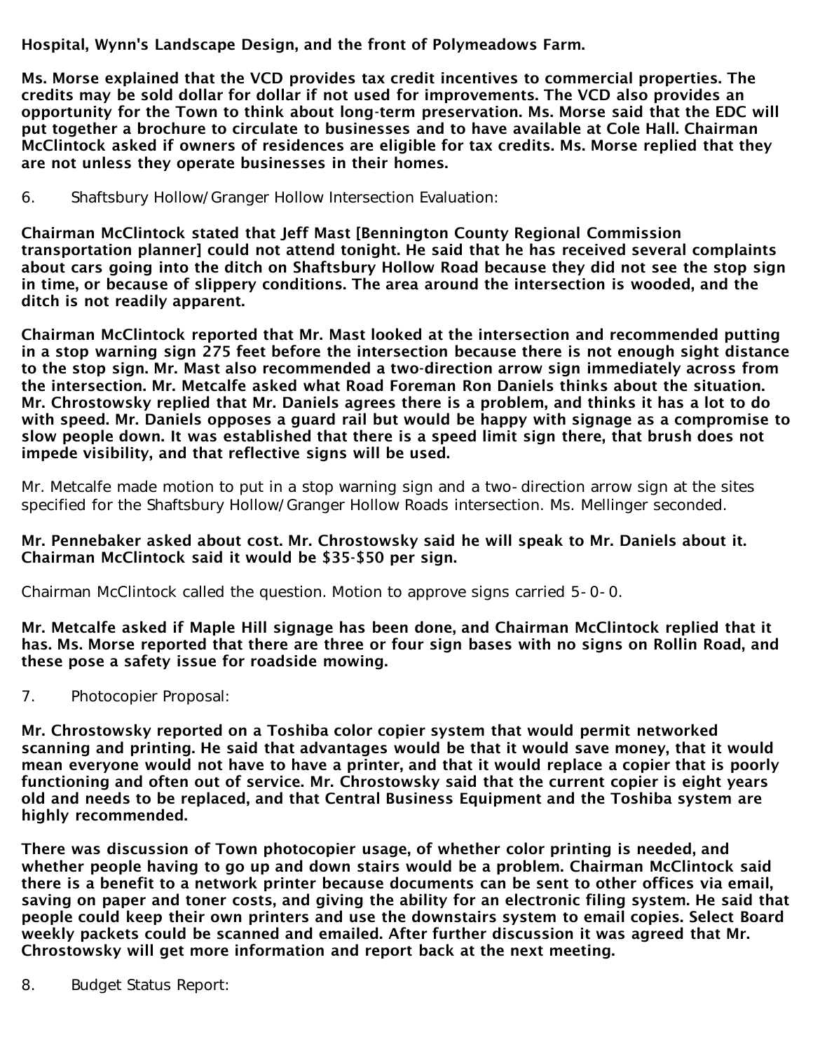**Hospital, Wynn's Landscape Design, and the front of Polymeadows Farm.**

**Ms. Morse explained that the VCD provides tax credit incentives to commercial properties. The credits may be sold dollar for dollar if not used for improvements. The VCD also provides an opportunity for the Town to think about long-term preservation. Ms. Morse said that the EDC will put together a brochure to circulate to businesses and to have available at Cole Hall. Chairman McClintock asked if owners of residences are eligible for tax credits. Ms. Morse replied that they are not unless they operate businesses in their homes.**

6. Shaftsbury Hollow/Granger Hollow Intersection Evaluation:

**Chairman McClintock stated that Jeff Mast [Bennington County Regional Commission transportation planner] could not attend tonight. He said that he has received several complaints about cars going into the ditch on Shaftsbury Hollow Road because they did not see the stop sign in time, or because of slippery conditions. The area around the intersection is wooded, and the ditch is not readily apparent.**

**Chairman McClintock reported that Mr. Mast looked at the intersection and recommended putting in a stop warning sign 275 feet before the intersection because there is not enough sight distance to the stop sign. Mr. Mast also recommended a two-direction arrow sign immediately across from the intersection. Mr. Metcalfe asked what Road Foreman Ron Daniels thinks about the situation. Mr. Chrostowsky replied that Mr. Daniels agrees there is a problem, and thinks it has a lot to do with speed. Mr. Daniels opposes a guard rail but would be happy with signage as a compromise to slow people down. It was established that there is a speed limit sign there, that brush does not impede visibility, and that reflective signs will be used.**

Mr. Metcalfe made motion to put in a stop warning sign and a two-direction arrow sign at the sites specified for the Shaftsbury Hollow/Granger Hollow Roads intersection. Ms. Mellinger seconded.

**Mr. Pennebaker asked about cost. Mr. Chrostowsky said he will speak to Mr. Daniels about it. Chairman McClintock said it would be $35-$50 per sign.**

Chairman McClintock called the question. Motion to approve signs carried 5-0-0.

**Mr. Metcalfe asked if Maple Hill signage has been done, and Chairman McClintock replied that it has. Ms. Morse reported that there are three or four sign bases with no signs on Rollin Road, and these pose a safety issue for roadside mowing.**

7. Photocopier Proposal:

**Mr. Chrostowsky reported on a Toshiba color copier system that would permit networked scanning and printing. He said that advantages would be that it would save money, that it would mean everyone would not have to have a printer, and that it would replace a copier that is poorly functioning and often out of service. Mr. Chrostowsky said that the current copier is eight years old and needs to be replaced, and that Central Business Equipment and the Toshiba system are highly recommended.**

**There was discussion of Town photocopier usage, of whether color printing is needed, and whether people having to go up and down stairs would be a problem. Chairman McClintock said there is a benefit to a network printer because documents can be sent to other offices via email, saving on paper and toner costs, and giving the ability for an electronic filing system. He said that people could keep their own printers and use the downstairs system to email copies. Select Board weekly packets could be scanned and emailed. After further discussion it was agreed that Mr. Chrostowsky will get more information and report back at the next meeting.**

8. Budget Status Report: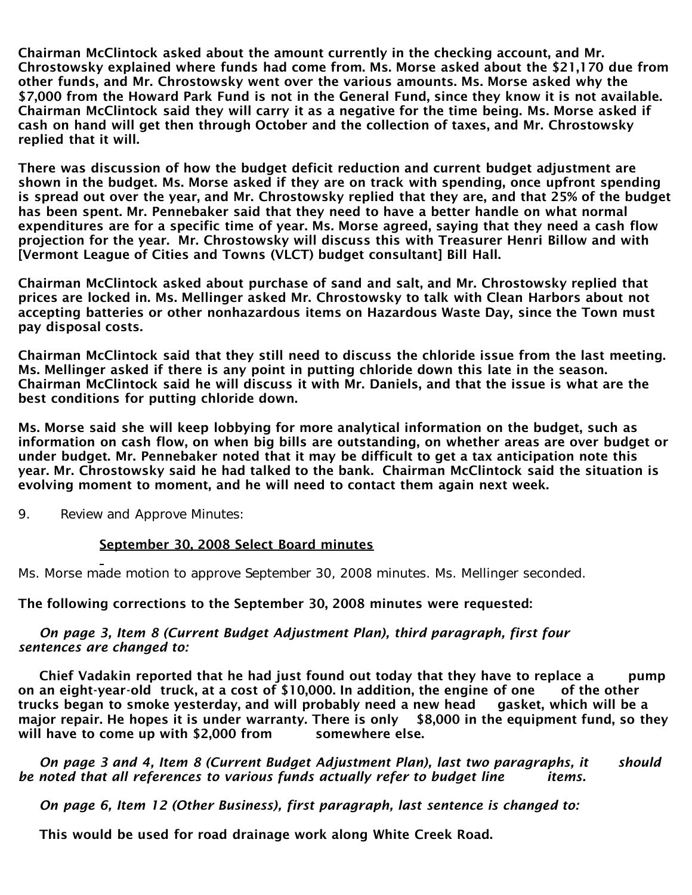**Chairman McClintock asked about the amount currently in the checking account, and Mr. Chrostowsky explained where funds had come from. Ms. Morse asked about the $21,170 due from other funds, and Mr. Chrostowsky went over the various amounts. Ms. Morse asked why the $7,000 from the Howard Park Fund is not in the General Fund, since they know it is not available. Chairman McClintock said they will carry it as a negative for the time being. Ms. Morse asked if cash on hand will get then through October and the collection of taxes, and Mr. Chrostowsky replied that it will.**

**There was discussion of how the budget deficit reduction and current budget adjustment are shown in the budget. Ms. Morse asked if they are on track with spending, once upfront spending is spread out over the year, and Mr. Chrostowsky replied that they are, and that 25% of the budget has been spent. Mr. Pennebaker said that they need to have a better handle on what normal expenditures are for a specific time of year. Ms. Morse agreed, saying that they need a cash flow projection for the year. Mr. Chrostowsky will discuss this with Treasurer Henri Billow and with [Vermont League of Cities and Towns (VLCT) budget consultant] Bill Hall.**

**Chairman McClintock asked about purchase of sand and salt, and Mr. Chrostowsky replied that prices are locked in. Ms. Mellinger asked Mr. Chrostowsky to talk with Clean Harbors about not accepting batteries or other nonhazardous items on Hazardous Waste Day, since the Town must pay disposal costs.**

**Chairman McClintock said that they still need to discuss the chloride issue from the last meeting. Ms. Mellinger asked if there is any point in putting chloride down this late in the season. Chairman McClintock said he will discuss it with Mr. Daniels, and that the issue is what are the best conditions for putting chloride down.**

**Ms. Morse said she will keep lobbying for more analytical information on the budget, such as information on cash flow, on when big bills are outstanding, on whether areas are over budget or under budget. Mr. Pennebaker noted that it may be difficult to get a tax anticipation note this year. Mr. Chrostowsky said he had talked to the bank. Chairman McClintock said the situation is evolving moment to moment, and he will need to contact them again next week.**

9. Review and Approve Minutes:

<u>September 30, 2008 Select Board minutes</u>

Ms. Morse made motion to approve September 30, 2008 minutes. Ms. Mellinger seconded.

**The following corrections to the September 30, 2008 minutes were requested:**

***On page 3, Item 8 (Current Budget Adjustment Plan), third paragraph, first four sentences are changed to:***

**Chief Vadakin reported that he had just found out today that they have to replace a pump on an eight-year-old truck, at a cost of $10,000. In addition, the engine of one of the other trucks began to smoke yesterday, and will probably need a new head gasket, which will be a major repair. He hopes it is under warranty. There is only $8,000 in the equipment fund, so they will have to come up with $2,000 from somewhere else.**

***On page 3 and 4, Item 8 (Current Budget Adjustment Plan), last two paragraphs, it should be noted that all references to various funds actually refer to budget line items.***

***On page 6, Item 12 (Other Business), first paragraph, last sentence is changed to:***

**This would be used for road drainage work along White Creek Road.**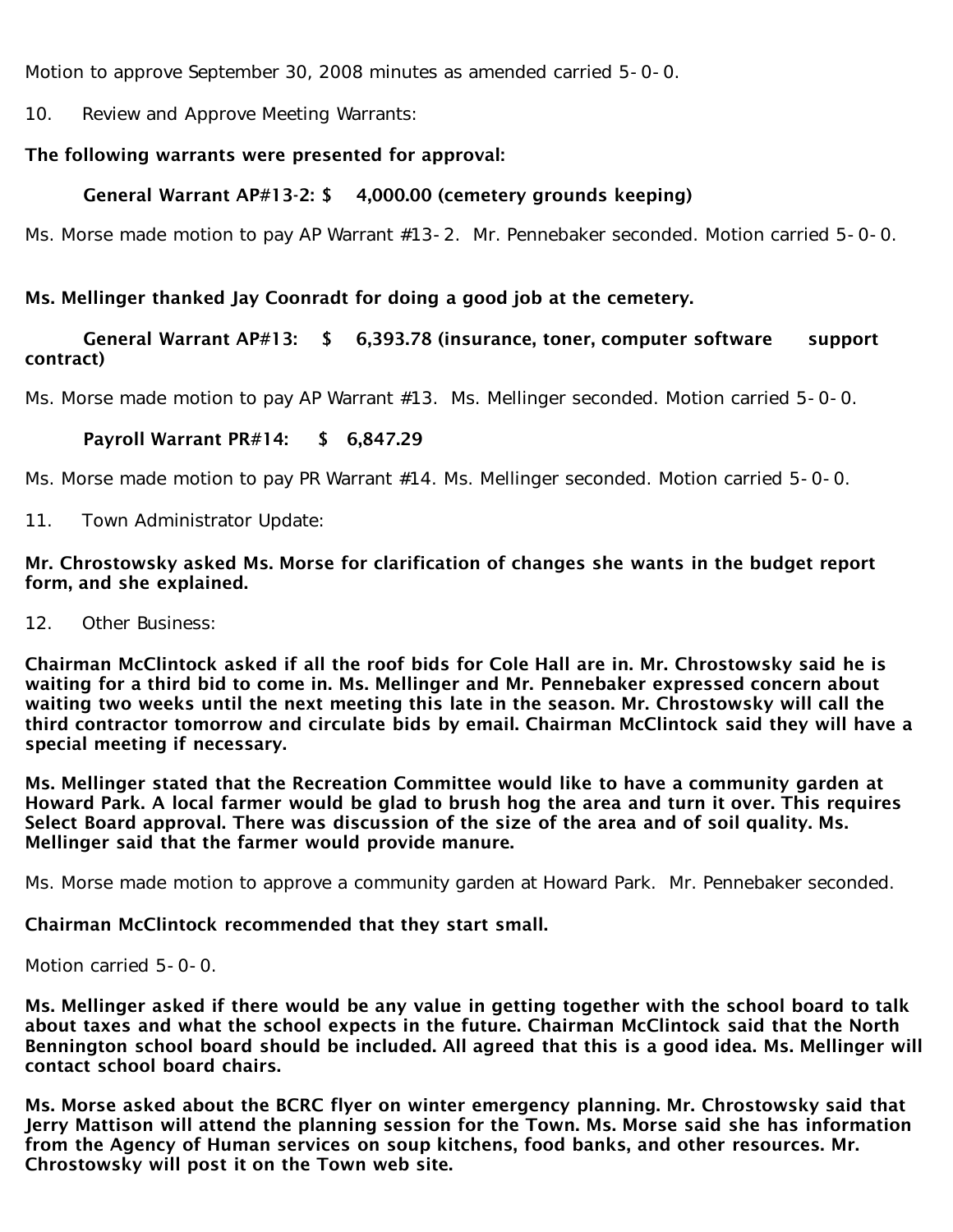Motion to approve September 30, 2008 minutes as amended carried 5-0-0.

10. Review and Approve Meeting Warrants:

**The following warrants were presented for approval:**

**General Warrant AP#13-2: $ 4,000.00 (cemetery grounds keeping)**

Ms. Morse made motion to pay AP Warrant #13-2. Mr. Pennebaker seconded. Motion carried 5-0-0.

**Ms. Mellinger thanked Jay Coonradt for doing a good job at the cemetery.**

**General Warrant AP#13: $ 6,393.78 (insurance, toner, computer software support contract)**

Ms. Morse made motion to pay AP Warrant #13. Ms. Mellinger seconded. Motion carried 5-0-0.

**Payroll Warrant PR#14: $ 6,847.29**

Ms. Morse made motion to pay PR Warrant #14. Ms. Mellinger seconded. Motion carried 5-0-0.

11. Town Administrator Update:

**Mr. Chrostowsky asked Ms. Morse for clarification of changes she wants in the budget report form, and she explained.**

12. Other Business:

**Chairman McClintock asked if all the roof bids for Cole Hall are in. Mr. Chrostowsky said he is waiting for a third bid to come in. Ms. Mellinger and Mr. Pennebaker expressed concern about waiting two weeks until the next meeting this late in the season. Mr. Chrostowsky will call the third contractor tomorrow and circulate bids by email. Chairman McClintock said they will have a special meeting if necessary.**

**Ms. Mellinger stated that the Recreation Committee would like to have a community garden at Howard Park. A local farmer would be glad to brush hog the area and turn it over. This requires Select Board approval. There was discussion of the size of the area and of soil quality. Ms. Mellinger said that the farmer would provide manure.**

Ms. Morse made motion to approve a community garden at Howard Park. Mr. Pennebaker seconded.

**Chairman McClintock recommended that they start small.**

Motion carried 5-0-0.

**Ms. Mellinger asked if there would be any value in getting together with the school board to talk about taxes and what the school expects in the future. Chairman McClintock said that the North Bennington school board should be included. All agreed that this is a good idea. Ms. Mellinger will contact school board chairs.**

**Ms. Morse asked about the BCRC flyer on winter emergency planning. Mr. Chrostowsky said that Jerry Mattison will attend the planning session for the Town. Ms. Morse said she has information from the Agency of Human services on soup kitchens, food banks, and other resources. Mr. Chrostowsky will post it on the Town web site.**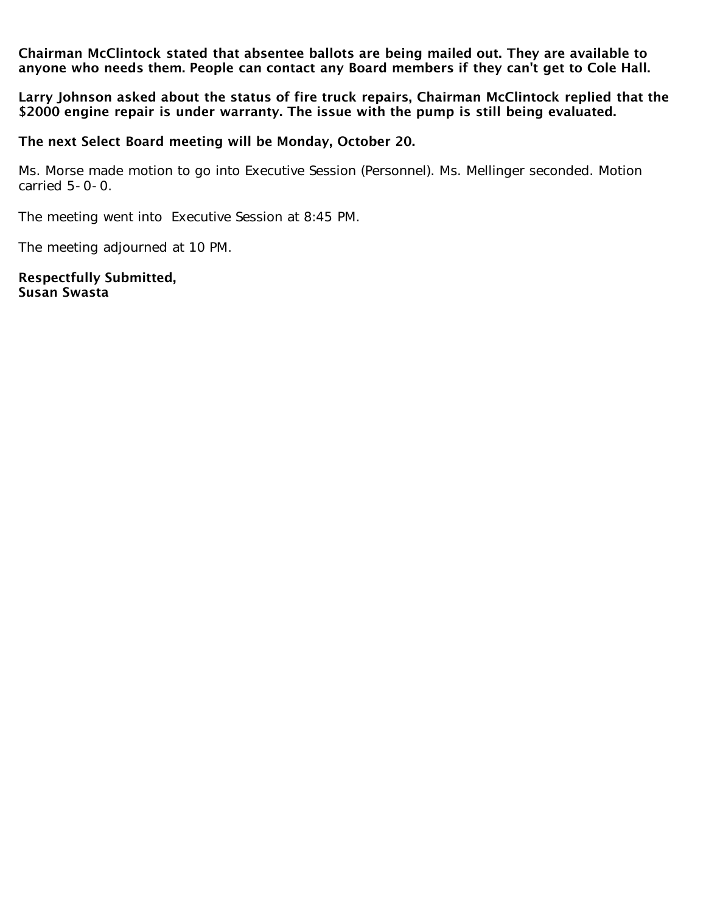**Chairman McClintock stated that absentee ballots are being mailed out. They are available to anyone who needs them. People can contact any Board members if they can't get to Cole Hall.**

**Larry Johnson asked about the status of fire truck repairs, Chairman McClintock replied that the $2000 engine repair is under warranty. The issue with the pump is still being evaluated.**

**The next Select Board meeting will be Monday, October 20.**

Ms. Morse made motion to go into Executive Session (Personnel). Ms. Mellinger seconded. Motion carried 5-0-0.

The meeting went into Executive Session at 8:45 PM.

The meeting adjourned at 10 PM.

**Respectfully Submitted,**
**Susan Swasta**